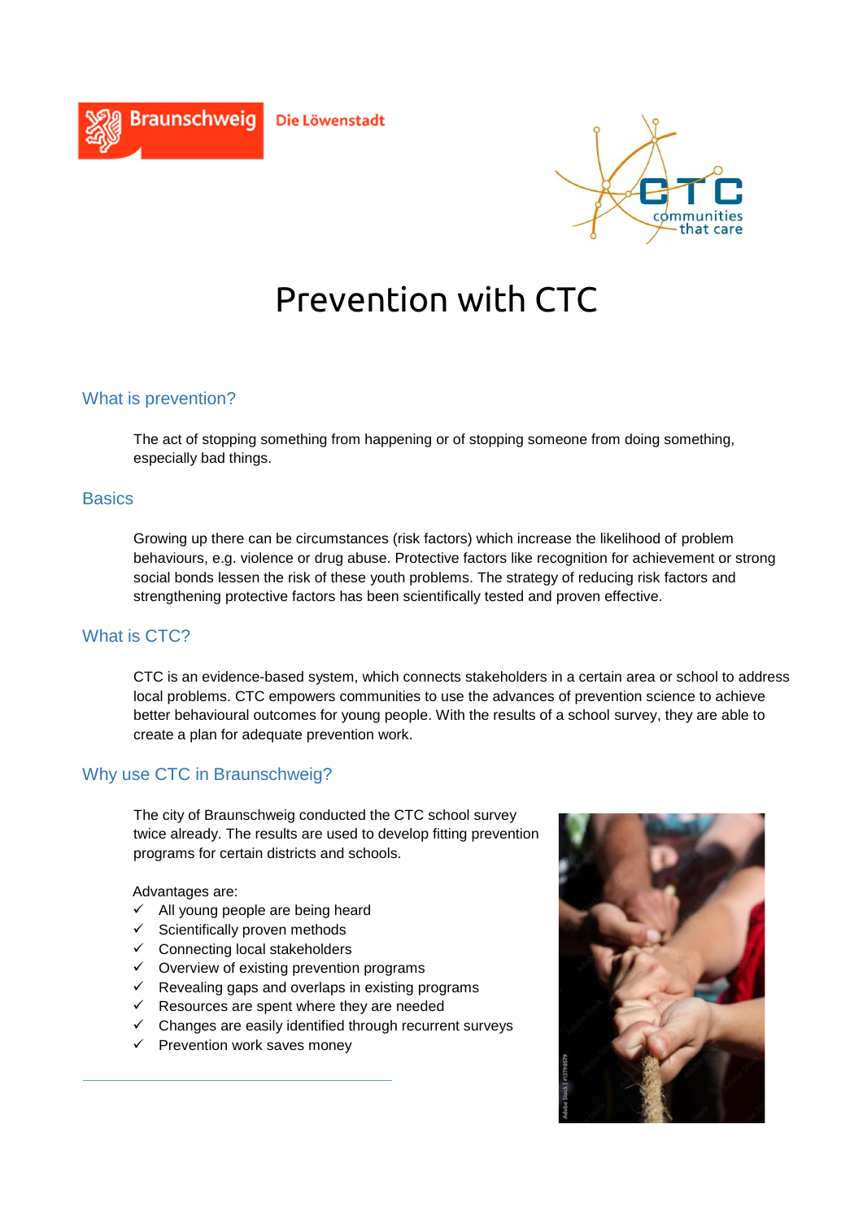Braunschweig Die Löwenstadt

CTC communities that care

# Prevention with CTC

## What is prevention?

The act of stopping something from happening or of stopping someone from doing something, especially bad things.

## Basics

Growing up there can be circumstances (risk factors) which increase the likelihood of problem behaviours, e.g. violence or drug abuse. Protective factors like recognition for achievement or strong social bonds lessen the risk of these youth problems. The strategy of reducing risk factors and strengthening protective factors has been scientifically tested and proven effective.

## What is CTC?

CTC is an evidence-based system, which connects stakeholders in a certain area or school to address local problems. CTC empowers communities to use the advances of prevention science to achieve better behavioural outcomes for young people. With the results of a school survey, they are able to create a plan for adequate prevention work.

## Why use CTC in Braunschweig?

The city of Braunschweig conducted the CTC school survey twice already. The results are used to develop fitting prevention programs for certain districts and schools.

Advantages are:

- ✓ All young people are being heard
- ✓ Scientifically proven methods
- ✓ Connecting local stakeholders
- ✓ Overview of existing prevention programs
- ✓ Revealing gaps and overlaps in existing programs
- ✓ Resources are spent where they are needed
- ✓ Changes are easily identified through recurrent surveys
- ✓ Prevention work saves money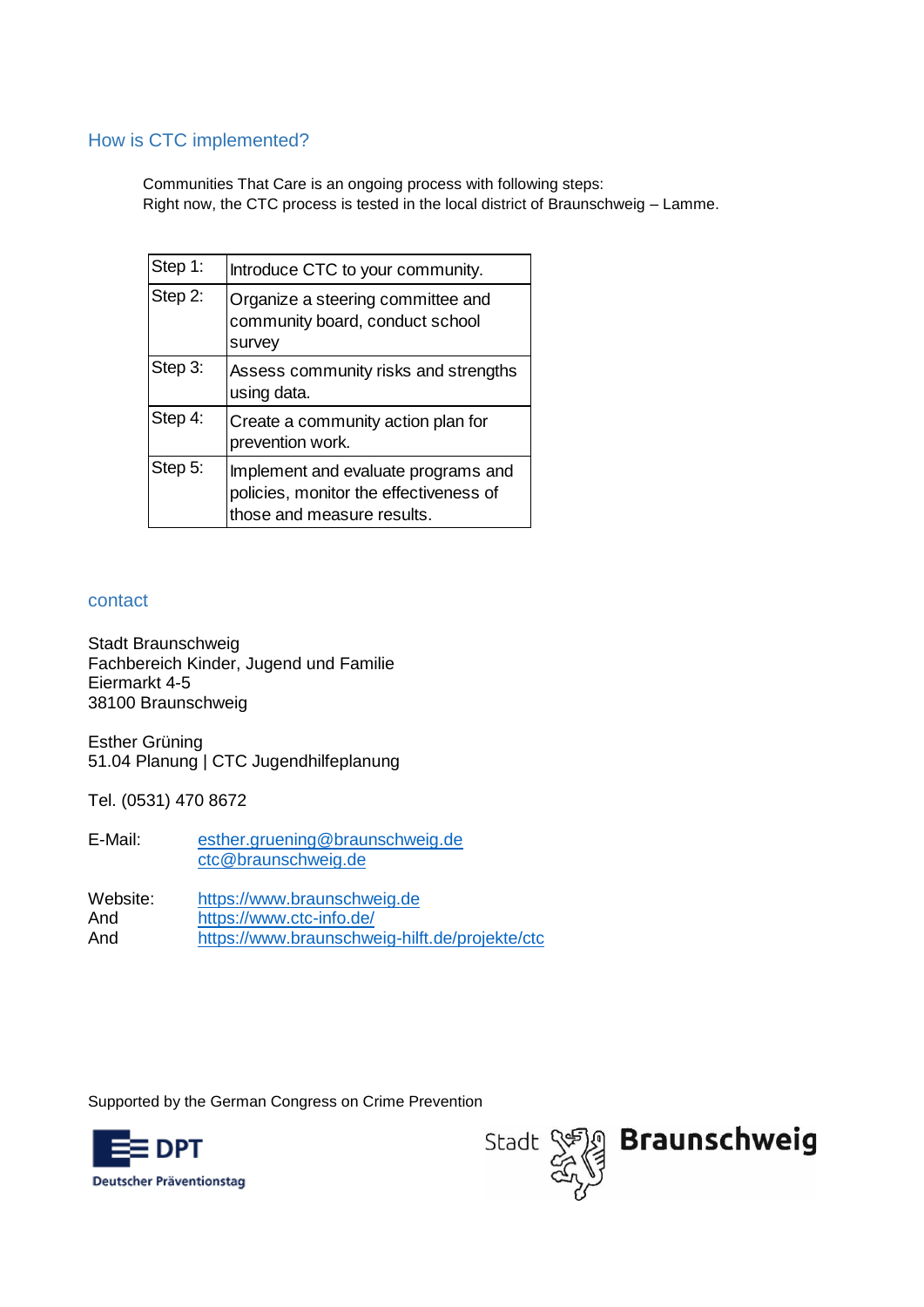## How is CTC implemented?

Communities That Care is an ongoing process with following steps:
Right now, the CTC process is tested in the local district of Braunschweig – Lamme.

| | |
|---|---|
| Step 1: | Introduce CTC to your community. |
| Step 2: | Organize a steering committee and community board, conduct school survey |
| Step 3: | Assess community risks and strengths using data. |
| Step 4: | Create a community action plan for prevention work. |
| Step 5: | Implement and evaluate programs and policies, monitor the effectiveness of those and measure results. |

## contact

Stadt Braunschweig
Fachbereich Kinder, Jugend und Familie
Eiermarkt 4-5
38100 Braunschweig

Esther Grüning
51.04 Planung | CTC Jugendhilfeplanung

Tel. (0531) 470 8672

E-Mail: esther.gruening@braunschweig.de
ctc@braunschweig.de

Website: https://www.braunschweig.de
And https://www.ctc-info.de/
And https://www.braunschweig-hilft.de/projekte/ctc

Supported by the German Congress on Crime Prevention

DPT
Deutscher Präventionstag

Stadt Braunschweig